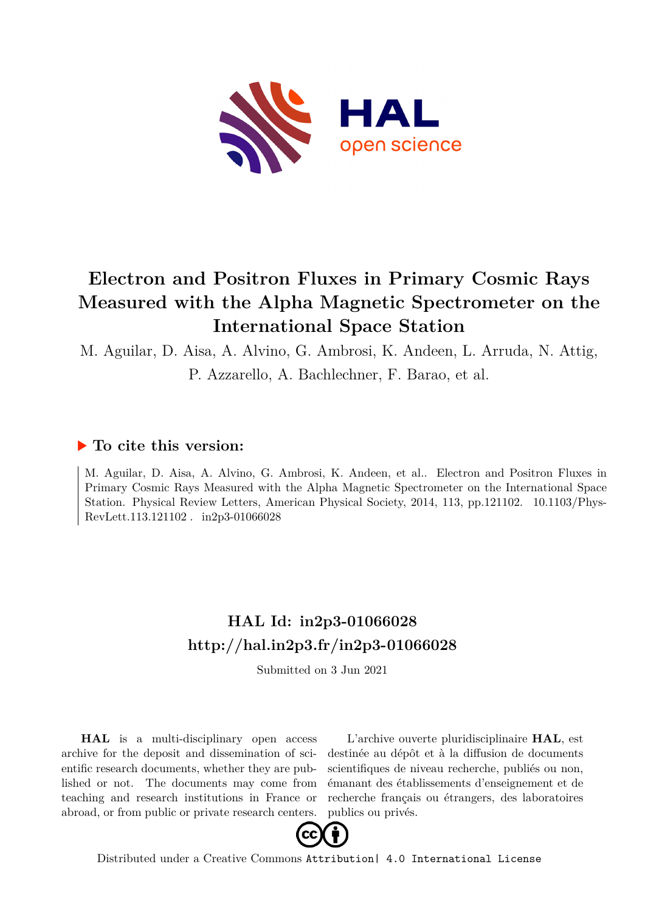# Electron and Positron Fluxes in Primary Cosmic Rays Measured with the Alpha Magnetic Spectrometer on the International Space Station

M. Aguilar, D. Aisa, A. Alvino, G. Ambrosi, K. Andeen, L. Arruda, N. Attig, P. Azzarello, A. Bachlechner, F. Barao, et al.

## ▶ To cite this version:

M. Aguilar, D. Aisa, A. Alvino, G. Ambrosi, K. Andeen, et al.. Electron and Positron Fluxes in Primary Cosmic Rays Measured with the Alpha Magnetic Spectrometer on the International Space Station. Physical Review Letters, American Physical Society, 2014, 113, pp.121102. 10.1103/PhysRevLett.113.121102 . in2p3-01066028

## HAL Id: in2p3-01066028
## http://hal.in2p3.fr/in2p3-01066028

Submitted on 3 Jun 2021

**HAL** is a multi-disciplinary open access archive for the deposit and dissemination of scientific research documents, whether they are published or not. The documents may come from teaching and research institutions in France or abroad, or from public or private research centers.

L'archive ouverte pluridisciplinaire **HAL**, est destinée au dépôt et à la diffusion de documents scientifiques de niveau recherche, publiés ou non, émanant des établissements d'enseignement et de recherche français ou étrangers, des laboratoires publics ou privés.

Distributed under a Creative Commons Attribution| 4.0 International License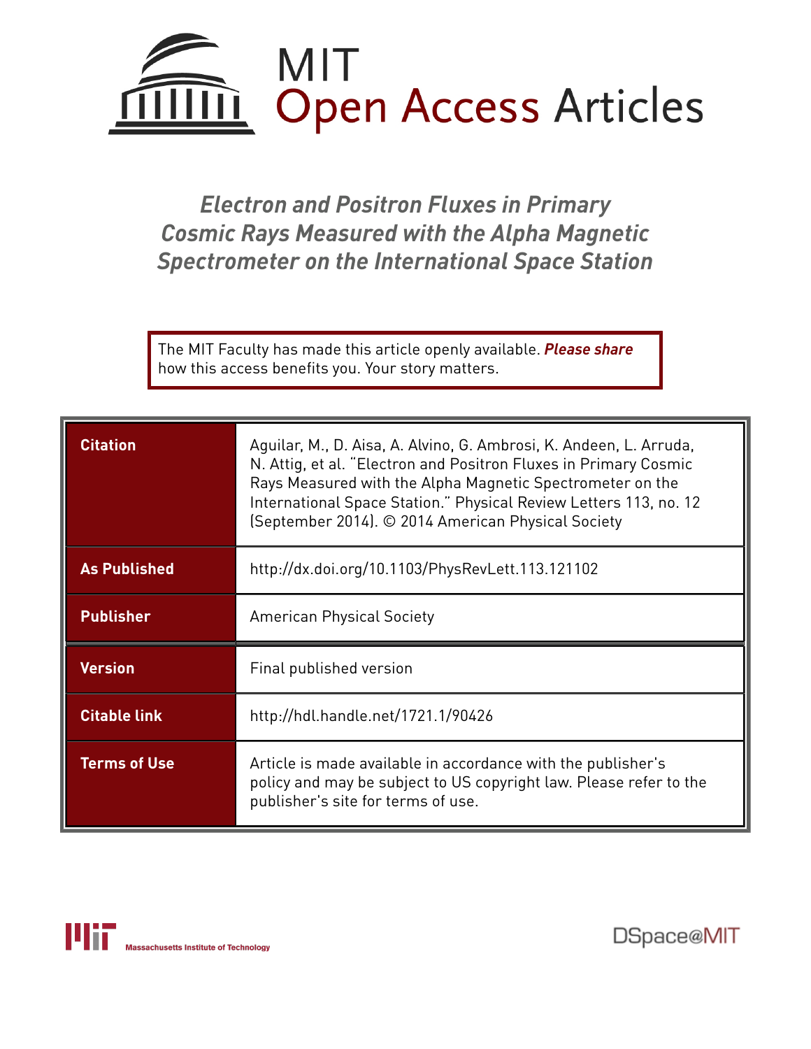# Electron and Positron Fluxes in Primary Cosmic Rays Measured with the Alpha Magnetic Spectrometer on the International Space Station

The MIT Faculty has made this article openly available. ***Please share*** how this access benefits you. Your story matters.

| | |
|---|---|
| **Citation** | Aguilar, M., D. Aisa, A. Alvino, G. Ambrosi, K. Andeen, L. Arruda, N. Attig, et al. "Electron and Positron Fluxes in Primary Cosmic Rays Measured with the Alpha Magnetic Spectrometer on the International Space Station." Physical Review Letters 113, no. 12 (September 2014). © 2014 American Physical Society |
| **As Published** | http://dx.doi.org/10.1103/PhysRevLett.113.121102 |
| **Publisher** | American Physical Society |
| **Version** | Final published version |
| **Citable link** | http://hdl.handle.net/1721.1/90426 |
| **Terms of Use** | Article is made available in accordance with the publisher's policy and may be subject to US copyright law. Please refer to the publisher's site for terms of use. |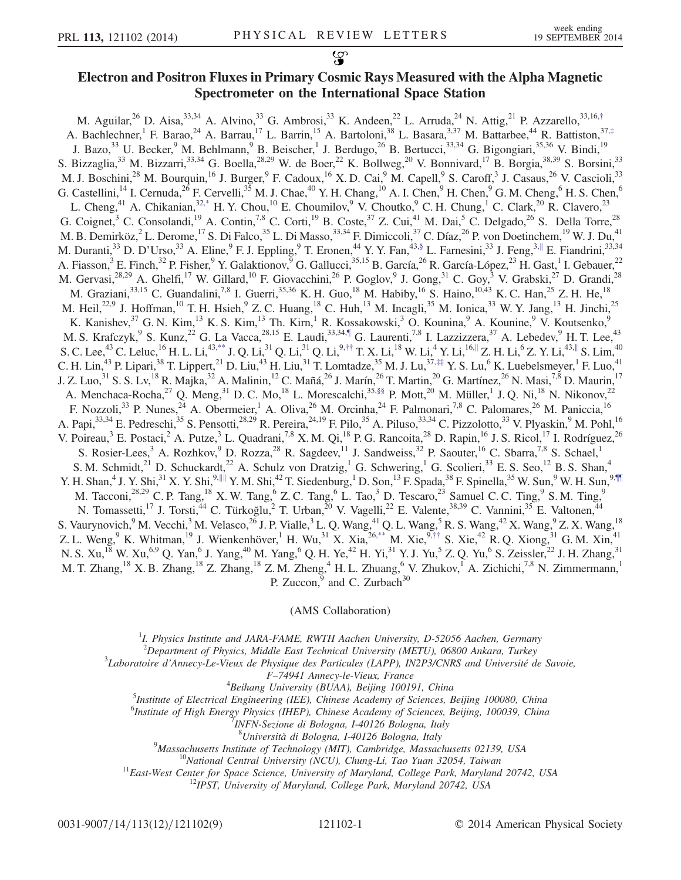# Electron and Positron Fluxes in Primary Cosmic Rays Measured with the Alpha Magnetic Spectrometer on the International Space Station

M. Aguilar,[26] D. Aisa,[33,34] A. Alvino,[33] G. Ambrosi,[33] K. Andeen,[22] L. Arruda,[24] N. Attig,[21] P. Azzarello,[33,16,†] A. Bachlechner,[1] F. Barao,[24] A. Barrau,[17] L. Barrin,[15] A. Bartoloni,[38] L. Basara,[3,37] M. Battarbee,[44] R. Battiston,[37,‡] J. Bazo,[33] U. Becker,[9] M. Behlmann,[9] B. Beischer,[1] J. Berdugo,[26] B. Bertucci,[33,34] G. Bigongiari,[35,36] V. Bindi,[19] S. Bizzaglia,[33] M. Bizzarri,[33,34] G. Boella,[28,29] W. de Boer,[22] K. Bollweg,[20] V. Bonnivard,[17] B. Borgia,[38,39] S. Borsini,[33] M. J. Boschini,[28] M. Bourquin,[16] J. Burger,[9] F. Cadoux,[16] X. D. Cai,[9] M. Capell,[9] S. Caroff,[3] J. Casaus,[26] V. Cascioli,[33] G. Castellini,[14] I. Cernuda,[26] F. Cervelli,[35] M. J. Chae,[40] Y. H. Chang,[10] A. I. Chen,[9] H. Chen,[9] G. M. Cheng,[6] H. S. Chen,[6] L. Cheng,[41] A. Chikanian,[32,*] H. Y. Chou,[10] E. Choumilov,[9] V. Choutko,[9] C. H. Chung,[1] C. Clark,[20] R. Clavero,[23] G. Coignet,[3] C. Consolandi,[19] A. Contin,[7,8] C. Corti,[19] B. Coste,[37] Z. Cui,[41] M. Dai,[5] C. Delgado,[26] S. Della Torre,[28] M. B. Demirköz,[2] L. Derome,[17] S. Di Falco,[35] L. Di Masso,[33,34] F. Dimiccoli,[37] C. Díaz,[26] P. von Doetinchem,[19] W. J. Du,[41] M. Duranti,[33] D. D'Urso,[33] A. Eline,[9] F. J. Eppling,[9] T. Eronen,[44] Y. Y. Fan,[43,§] L. Farnesini,[33] J. Feng,[3,‖] E. Fiandrini,[33,34] A. Fiasson,[3] E. Finch,[32] P. Fisher,[9] Y. Galaktionov,[9] G. Gallucci,[35,15] B. García,[26] R. García-López,[23] H. Gast,[1] I. Gebauer,[22] M. Gervasi,[28,29] A. Ghelfi,[17] W. Gillard,[10] F. Giovacchini,[26] P. Goglov,[9] J. Gong,[31] C. Goy,[3] V. Grabski,[27] D. Grandi,[28] M. Graziani,[33,15] C. Guandalini,[7,8] I. Guerri,[35,36] K. H. Guo,[18] M. Habiby,[16] S. Haino,[10,43] K. C. Han,[25] Z. H. He,[18] M. Heil,[22,9] J. Hoffman,[10] T. H. Hsieh,[9] Z. C. Huang,[18] C. Huh,[13] M. Incagli,[35] M. Ionica,[33] W. Y. Jang,[13] H. Jinchi,[25] K. Kanishev,[37] G. N. Kim,[13] K. S. Kim,[13] Th. Kirn,[1] R. Kossakowski,[3] O. Kounina,[9] A. Kounine,[9] V. Koutsenko,[9] M. S. Krafczyk,[9] S. Kunz,[22] G. La Vacca,[28,15] E. Laudi,[33,34,¶] G. Laurenti,[7,8] I. Lazzizzera,[37] A. Lebedev,[9] H. T. Lee,[43] S. C. Lee,[43] C. Leluc,[16] H. L. Li,[43,**] J. Q. Li,[31] Q. Li,[31] Q. Li,[9,††] T. X. Li,[18] W. Li,[4] Y. Li,[16,‖] Z. H. Li,[6] Z. Y. Li,[43,‖] S. Lim,[40] C. H. Lin,[43] P. Lipari,[38] T. Lippert,[21] D. Liu,[43] H. Liu,[31] T. Lomtadze,[35] M. J. Lu,[37,‡‡] Y. S. Lu,[6] K. Luebelsmeyer,[1] F. Luo,[41] J. Z. Luo,[31] S. S. Lv,[18] R. Majka,[32] A. Malinin,[12] C. Mañá,[26] J. Marín,[26] T. Martin,[20] G. Martínez,[26] N. Masi,[7,8] D. Maurin,[17] A. Menchaca-Rocha,[27] Q. Meng,[31] D. C. Mo,[18] L. Morescalchi,[35,§§] P. Mott,[20] M. Müller,[1] J. Q. Ni,[18] N. Nikonov,[22] F. Nozzoli,[33] P. Nunes,[24] A. Obermeier,[1] A. Oliva,[26] M. Orcinha,[24] F. Palmonari,[7,8] C. Palomares,[26] M. Paniccia,[16] A. Papi,[33,34] E. Pedreschi,[35] S. Pensotti,[28,29] R. Pereira,[24,19] F. Pilo,[35] A. Piluso,[33,34] C. Pizzolotto,[33] V. Plyaskin,[9] M. Pohl,[16] V. Poireau,[3] E. Postaci,[2] A. Putze,[3] L. Quadrani,[7,8] X. M. Qi,[18] P. G. Rancoita,[28] D. Rapin,[16] J. S. Ricol,[17] I. Rodríguez,[26] S. Rosier-Lees,[3] A. Rozhkov,[9] D. Rozza,[28] R. Sagdeev,[11] J. Sandweiss,[32] P. Saouter,[16] C. Sbarra,[7,8] S. Schael,[1] S. M. Schmidt,[21] D. Schuckardt,[22] A. Schulz von Dratzig,[1] G. Schwering,[1] G. Scolieri,[33] E. S. Seo,[12] B. S. Shan,[4] Y. H. Shan,[4] J. Y. Shi,[31] X. Y. Shi,[9,‖‖] Y. M. Shi,[42] T. Siedenburg,[1] D. Son,[13] F. Spada,[38] F. Spinella,[35] W. Sun,[9] W. H. Sun,[9,¶¶] M. Tacconi,[28,29] C. P. Tang,[18] X. W. Tang,[6] Z. C. Tang,[6] L. Tao,[3] D. Tescaro,[23] Samuel C. C. Ting,[9] S. M. Ting,[9] N. Tomassetti,[17] J. Torsti,[44] C. Türkoğlu,[2] T. Urban,[20] V. Vagelli,[22] E. Valente,[38,39] C. Vannini,[35] E. Valtonen,[44] S. Vaurynovich,[9] M. Vecchi,[3] M. Velasco,[26] J. P. Vialle,[3] L. Q. Wang,[41] Q. L. Wang,[5] R. S. Wang,[42] X. Wang,[9] Z. X. Wang,[18] Z. L. Weng,[9] K. Whitman,[19] J. Wienkenhöver,[1] H. Wu,[31] X. Xia,[26,**] M. Xie,[9,††] S. Xie,[42] R. Q. Xiong,[31] G. M. Xin,[41] N. S. Xu,[18] W. Xu,[6,9] Q. Yan,[6] J. Yang,[40] M. Yang,[6] Q. H. Ye,[42] H. Yi,[31] Y. J. Yu,[5] Z. Q. Yu,[6] S. Zeissler,[22] J. H. Zhang,[31] M. T. Zhang,[18] X. B. Zhang,[18] Z. Zhang,[18] Z. M. Zheng,[4] H. L. Zhuang,[6] V. Zhukov,[1] A. Zichichi,[7,8] N. Zimmermann,[1] P. Zuccon,[9] and C. Zurbach[30]

(AMS Collaboration)

[1]I. Physics Institute and JARA-FAME, RWTH Aachen University, D-52056 Aachen, Germany
[2]Department of Physics, Middle East Technical University (METU), 06800 Ankara, Turkey
[3]Laboratoire d'Annecy-Le-Vieux de Physique des Particules (LAPP), IN2P3/CNRS and Université de Savoie, F–74941 Annecy-le-Vieux, France
[4]Beihang University (BUAA), Beijing 100191, China
[5]Institute of Electrical Engineering (IEE), Chinese Academy of Sciences, Beijing 100080, China
[6]Institute of High Energy Physics (IHEP), Chinese Academy of Sciences, Beijing, 100039, China
[7]INFN-Sezione di Bologna, I-40126 Bologna, Italy
[8]Università di Bologna, I-40126 Bologna, Italy
[9]Massachusetts Institute of Technology (MIT), Cambridge, Massachusetts 02139, USA
[10]National Central University (NCU), Chung-Li, Tao Yuan 32054, Taiwan
[11]East-West Center for Space Science, University of Maryland, College Park, Maryland 20742, USA
[12]IPST, University of Maryland, College Park, Maryland 20742, USA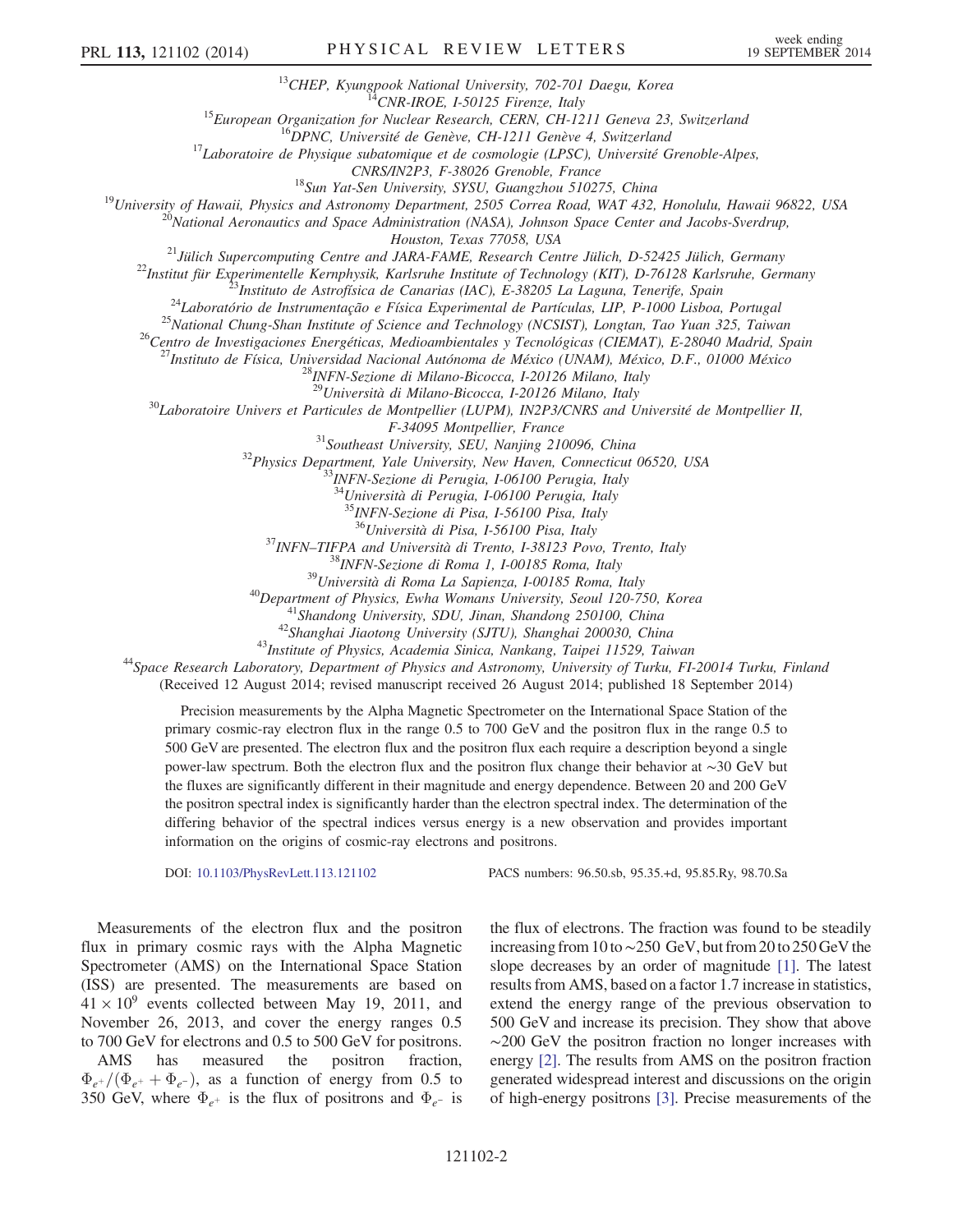[13]CHEP, Kyungpook National University, 702-701 Daegu, Korea
[14]CNR-IROE, I-50125 Firenze, Italy
[15]European Organization for Nuclear Research, CERN, CH-1211 Geneva 23, Switzerland
[16]DPNC, Université de Genève, CH-1211 Genève 4, Switzerland
[17]Laboratoire de Physique subatomique et de cosmologie (LPSC), Université Grenoble-Alpes, CNRS/IN2P3, F-38026 Grenoble, France
[18]Sun Yat-Sen University, SYSU, Guangzhou 510275, China
[19]University of Hawaii, Physics and Astronomy Department, 2505 Correa Road, WAT 432, Honolulu, Hawaii 96822, USA
[20]National Aeronautics and Space Administration (NASA), Johnson Space Center and Jacobs-Sverdrup, Houston, Texas 77058, USA
[21]Jülich Supercomputing Centre and JARA-FAME, Research Centre Jülich, D-52425 Jülich, Germany
[22]Institut für Experimentelle Kernphysik, Karlsruhe Institute of Technology (KIT), D-76128 Karlsruhe, Germany
[23]Instituto de Astrofísica de Canarias (IAC), E-38205 La Laguna, Tenerife, Spain
[24]Laboratório de Instrumentação e Física Experimental de Partículas, LIP, P-1000 Lisboa, Portugal
[25]National Chung-Shan Institute of Science and Technology (NCSIST), Longtan, Tao Yuan 325, Taiwan
[26]Centro de Investigaciones Energéticas, Medioambientales y Tecnológicas (CIEMAT), E-28040 Madrid, Spain
[27]Instituto de Física, Universidad Nacional Autónoma de México (UNAM), México, D.F., 01000 México
[28]INFN-Sezione di Milano-Bicocca, I-20126 Milano, Italy
[29]Università di Milano-Bicocca, I-20126 Milano, Italy
[30]Laboratoire Univers et Particules de Montpellier (LUPM), IN2P3/CNRS and Université de Montpellier II, F-34095 Montpellier, France
[31]Southeast University, SEU, Nanjing 210096, China
[32]Physics Department, Yale University, New Haven, Connecticut 06520, USA
[33]INFN-Sezione di Perugia, I-06100 Perugia, Italy
[34]Università di Perugia, I-06100 Perugia, Italy
[35]INFN-Sezione di Pisa, I-56100 Pisa, Italy
[36]Università di Pisa, I-56100 Pisa, Italy
[37]INFN–TIFPA and Università di Trento, I-38123 Povo, Trento, Italy
[38]INFN-Sezione di Roma 1, I-00185 Roma, Italy
[39]Università di Roma La Sapienza, I-00185 Roma, Italy
[40]Department of Physics, Ewha Womans University, Seoul 120-750, Korea
[41]Shandong University, SDU, Jinan, Shandong 250100, China
[42]Shanghai Jiaotong University (SJTU), Shanghai 200030, China
[43]Institute of Physics, Academia Sinica, Nankang, Taipei 11529, Taiwan
[44]Space Research Laboratory, Department of Physics and Astronomy, University of Turku, FI-20014 Turku, Finland

(Received 12 August 2014; revised manuscript received 26 August 2014; published 18 September 2014)

Precision measurements by the Alpha Magnetic Spectrometer on the International Space Station of the primary cosmic-ray electron flux in the range 0.5 to 700 GeV and the positron flux in the range 0.5 to 500 GeV are presented. The electron flux and the positron flux each require a description beyond a single power-law spectrum. Both the electron flux and the positron flux change their behavior at ~30 GeV but the fluxes are significantly different in their magnitude and energy dependence. Between 20 and 200 GeV the positron spectral index is significantly harder than the electron spectral index. The determination of the differing behavior of the spectral indices versus energy is a new observation and provides important information on the origins of cosmic-ray electrons and positrons.

DOI: 10.1103/PhysRevLett.113.121102 PACS numbers: 96.50.sb, 95.35.+d, 95.85.Ry, 98.70.Sa

Measurements of the electron flux and the positron flux in primary cosmic rays with the Alpha Magnetic Spectrometer (AMS) on the International Space Station (ISS) are presented. The measurements are based on $41 \times 10^9$ events collected between May 19, 2011, and November 26, 2013, and cover the energy ranges 0.5 to 700 GeV for electrons and 0.5 to 500 GeV for positrons.

AMS has measured the positron fraction, $\Phi_{e^+}/(\Phi_{e^+} + \Phi_{e^-})$, as a function of energy from 0.5 to 350 GeV, where $\Phi_{e^+}$ is the flux of positrons and $\Phi_{e^-}$ is the flux of electrons. The fraction was found to be steadily increasing from 10 to ~250 GeV, but from 20 to 250 GeV the slope decreases by an order of magnitude [1]. The latest results from AMS, based on a factor 1.7 increase in statistics, extend the energy range of the previous observation to 500 GeV and increase its precision. They show that above ~200 GeV the positron fraction no longer increases with energy [2]. The results from AMS on the positron fraction generated widespread interest and discussions on the origin of high-energy positrons [3]. Precise measurements of the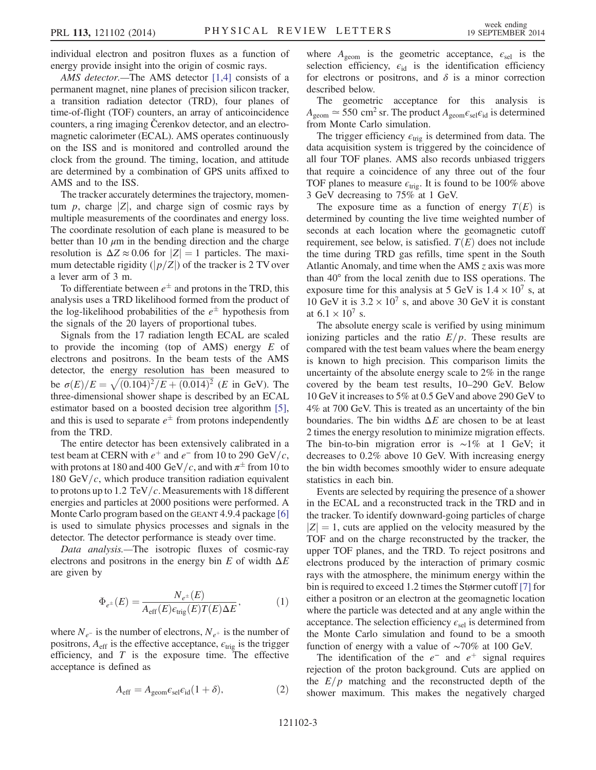individual electron and positron fluxes as a function of energy provide insight into the origin of cosmic rays.

*AMS detector.*—The AMS detector [1,4] consists of a permanent magnet, nine planes of precision silicon tracker, a transition radiation detector (TRD), four planes of time-of-flight (TOF) counters, an array of anticoincidence counters, a ring imaging Čerenkov detector, and an electromagnetic calorimeter (ECAL). AMS operates continuously on the ISS and is monitored and controlled around the clock from the ground. The timing, location, and attitude are determined by a combination of GPS units affixed to AMS and to the ISS.

The tracker accurately determines the trajectory, momentum $p$, charge $|Z|$, and charge sign of cosmic rays by multiple measurements of the coordinates and energy loss. The coordinate resolution of each plane is measured to be better than 10 $\mu$m in the bending direction and the charge resolution is $\Delta Z \approx 0.06$ for $|Z| = 1$ particles. The maximum detectable rigidity ($|p/Z|$) of the tracker is 2 TV over a lever arm of 3 m.

To differentiate between $e^{\pm}$ and protons in the TRD, this analysis uses a TRD likelihood formed from the product of the log-likelihood probabilities of the $e^{\pm}$ hypothesis from the signals of the 20 layers of proportional tubes.

Signals from the 17 radiation length ECAL are scaled to provide the incoming (top of AMS) energy $E$ of electrons and positrons. In the beam tests of the AMS detector, the energy resolution has been measured to be $\sigma(E)/E = \sqrt{(0.104)^2/E + (0.014)^2}$ ($E$ in GeV). The three-dimensional shower shape is described by an ECAL estimator based on a boosted decision tree algorithm [5], and this is used to separate $e^{\pm}$ from protons independently from the TRD.

The entire detector has been extensively calibrated in a test beam at CERN with $e^+$ and $e^-$ from 10 to 290 GeV/$c$, with protons at 180 and 400 GeV/$c$, and with $\pi^{\pm}$ from 10 to 180 GeV/$c$, which produce transition radiation equivalent to protons up to 1.2 TeV/$c$. Measurements with 18 different energies and particles at 2000 positions were performed. A Monte Carlo program based on the GEANT 4.9.4 package [6] is used to simulate physics processes and signals in the detector. The detector performance is steady over time.

*Data analysis.*—The isotropic fluxes of cosmic-ray electrons and positrons in the energy bin $E$ of width $\Delta E$ are given by

$$\Phi_{e^{\pm}}(E) = \frac{N_{e^{\pm}}(E)}{A_{\text{eff}}(E)\epsilon_{\text{trig}}(E)T(E)\Delta E}, \tag{1}$$

where $N_{e^-}$ is the number of electrons, $N_{e^+}$ is the number of positrons, $A_{\text{eff}}$ is the effective acceptance, $\epsilon_{\text{trig}}$ is the trigger efficiency, and $T$ is the exposure time. The effective acceptance is defined as

$$A_{\text{eff}} = A_{\text{geom}}\epsilon_{\text{sel}}\epsilon_{\text{id}}(1+\delta), \tag{2}$$

where $A_{\text{geom}}$ is the geometric acceptance, $\epsilon_{\text{sel}}$ is the selection efficiency, $\epsilon_{\text{id}}$ is the identification efficiency for electrons or positrons, and $\delta$ is a minor correction described below.

The geometric acceptance for this analysis is $A_{\text{geom}} \simeq 550$ cm$^2$ sr. The product $A_{\text{geom}}\epsilon_{\text{sel}}\epsilon_{\text{id}}$ is determined from Monte Carlo simulation.

The trigger efficiency $\epsilon_{\text{trig}}$ is determined from data. The data acquisition system is triggered by the coincidence of all four TOF planes. AMS also records unbiased triggers that require a coincidence of any three out of the four TOF planes to measure $\epsilon_{\text{trig}}$. It is found to be 100% above 3 GeV decreasing to 75% at 1 GeV.

The exposure time as a function of energy $T(E)$ is determined by counting the live time weighted number of seconds at each location where the geomagnetic cutoff requirement, see below, is satisfied. $T(E)$ does not include the time during TRD gas refills, time spent in the South Atlantic Anomaly, and time when the AMS $z$ axis was more than 40° from the local zenith due to ISS operations. The exposure time for this analysis at 5 GeV is $1.4 \times 10^7$ s, at 10 GeV it is $3.2 \times 10^7$ s, and above 30 GeV it is constant at $6.1 \times 10^7$ s.

The absolute energy scale is verified by using minimum ionizing particles and the ratio $E/p$. These results are compared with the test beam values where the beam energy is known to high precision. This comparison limits the uncertainty of the absolute energy scale to 2% in the range covered by the beam test results, 10–290 GeV. Below 10 GeV it increases to 5% at 0.5 GeV and above 290 GeV to 4% at 700 GeV. This is treated as an uncertainty of the bin boundaries. The bin widths $\Delta E$ are chosen to be at least 2 times the energy resolution to minimize migration effects. The bin-to-bin migration error is ~1% at 1 GeV; it decreases to 0.2% above 10 GeV. With increasing energy the bin width becomes smoothly wider to ensure adequate statistics in each bin.

Events are selected by requiring the presence of a shower in the ECAL and a reconstructed track in the TRD and in the tracker. To identify downward-going particles of charge $|Z| = 1$, cuts are applied on the velocity measured by the TOF and on the charge reconstructed by the tracker, the upper TOF planes, and the TRD. To reject positrons and electrons produced by the interaction of primary cosmic rays with the atmosphere, the minimum energy within the bin is required to exceed 1.2 times the Størmer cutoff [7] for either a positron or an electron at the geomagnetic location where the particle was detected and at any angle within the acceptance. The selection efficiency $\epsilon_{\text{sel}}$ is determined from the Monte Carlo simulation and found to be a smooth function of energy with a value of ~70% at 100 GeV.

The identification of the $e^-$ and $e^+$ signal requires rejection of the proton background. Cuts are applied on the $E/p$ matching and the reconstructed depth of the shower maximum. This makes the negatively charged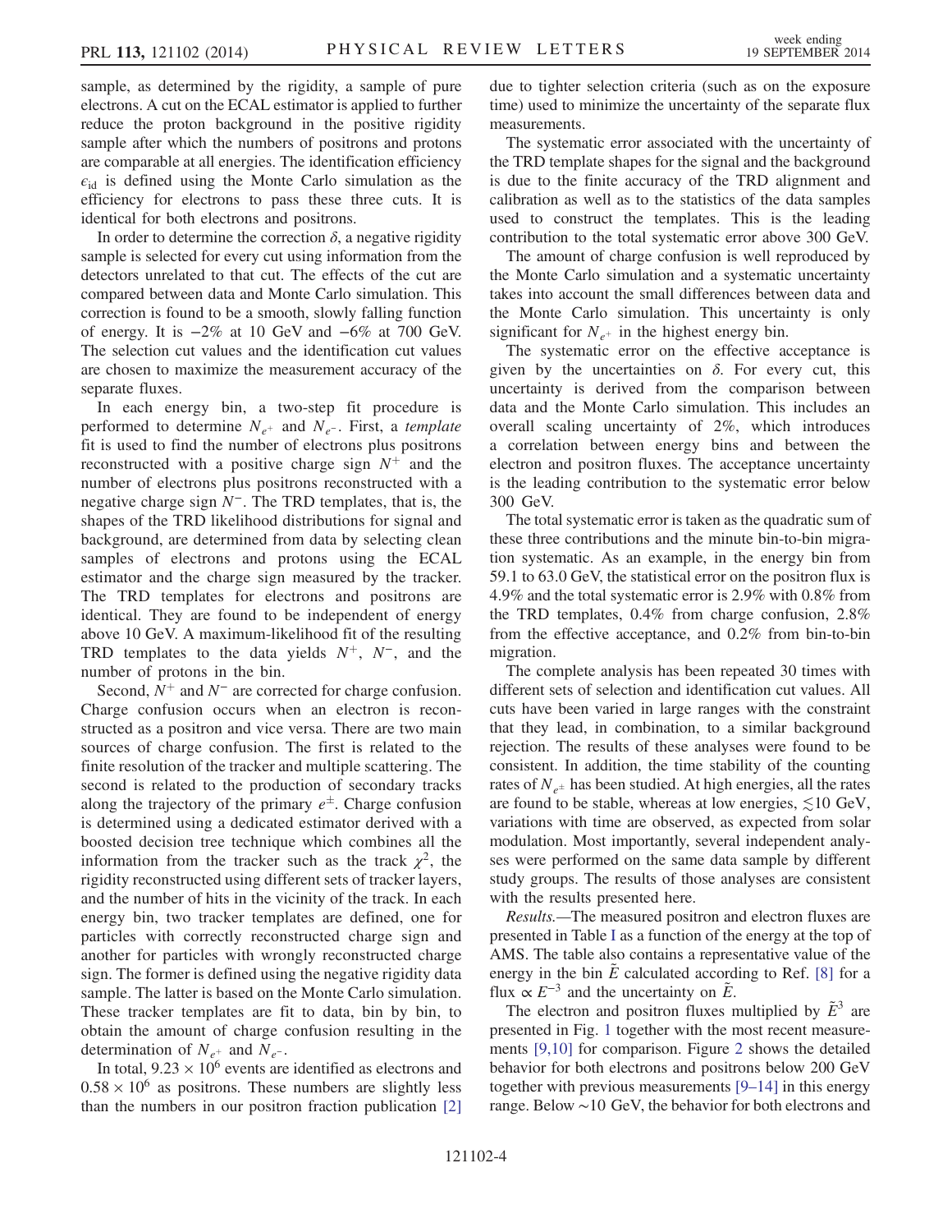sample, as determined by the rigidity, a sample of pure electrons. A cut on the ECAL estimator is applied to further reduce the proton background in the positive rigidity sample after which the numbers of positrons and protons are comparable at all energies. The identification efficiency $\epsilon_{\mathrm{id}}$ is defined using the Monte Carlo simulation as the efficiency for electrons to pass these three cuts. It is identical for both electrons and positrons.

In order to determine the correction $\delta$, a negative rigidity sample is selected for every cut using information from the detectors unrelated to that cut. The effects of the cut are compared between data and Monte Carlo simulation. This correction is found to be a smooth, slowly falling function of energy. It is $-2\%$ at 10 GeV and $-6\%$ at 700 GeV. The selection cut values and the identification cut values are chosen to maximize the measurement accuracy of the separate fluxes.

In each energy bin, a two-step fit procedure is performed to determine $N_{e^+}$ and $N_{e^-}$. First, a *template* fit is used to find the number of electrons plus positrons reconstructed with a positive charge sign $N^+$ and the number of electrons plus positrons reconstructed with a negative charge sign $N^-$. The TRD templates, that is, the shapes of the TRD likelihood distributions for signal and background, are determined from data by selecting clean samples of electrons and protons using the ECAL estimator and the charge sign measured by the tracker. The TRD templates for electrons and positrons are identical. They are found to be independent of energy above 10 GeV. A maximum-likelihood fit of the resulting TRD templates to the data yields $N^+$, $N^-$, and the number of protons in the bin.

Second, $N^+$ and $N^-$ are corrected for charge confusion. Charge confusion occurs when an electron is reconstructed as a positron and vice versa. There are two main sources of charge confusion. The first is related to the finite resolution of the tracker and multiple scattering. The second is related to the production of secondary tracks along the trajectory of the primary $e^{\pm}$. Charge confusion is determined using a dedicated estimator derived with a boosted decision tree technique which combines all the information from the tracker such as the track $\chi^2$, the rigidity reconstructed using different sets of tracker layers, and the number of hits in the vicinity of the track. In each energy bin, two tracker templates are defined, one for particles with correctly reconstructed charge sign and another for particles with wrongly reconstructed charge sign. The former is defined using the negative rigidity data sample. The latter is based on the Monte Carlo simulation. These tracker templates are fit to data, bin by bin, to obtain the amount of charge confusion resulting in the determination of $N_{e^+}$ and $N_{e^-}$.

In total, $9.23 \times 10^6$ events are identified as electrons and $0.58 \times 10^6$ as positrons. These numbers are slightly less than the numbers in our positron fraction publication [2] due to tighter selection criteria (such as on the exposure time) used to minimize the uncertainty of the separate flux measurements.

The systematic error associated with the uncertainty of the TRD template shapes for the signal and the background is due to the finite accuracy of the TRD alignment and calibration as well as to the statistics of the data samples used to construct the templates. This is the leading contribution to the total systematic error above 300 GeV.

The amount of charge confusion is well reproduced by the Monte Carlo simulation and a systematic uncertainty takes into account the small differences between data and the Monte Carlo simulation. This uncertainty is only significant for $N_{e^+}$ in the highest energy bin.

The systematic error on the effective acceptance is given by the uncertainties on $\delta$. For every cut, this uncertainty is derived from the comparison between data and the Monte Carlo simulation. This includes an overall scaling uncertainty of 2%, which introduces a correlation between energy bins and between the electron and positron fluxes. The acceptance uncertainty is the leading contribution to the systematic error below 300 GeV.

The total systematic error is taken as the quadratic sum of these three contributions and the minute bin-to-bin migration systematic. As an example, in the energy bin from 59.1 to 63.0 GeV, the statistical error on the positron flux is 4.9% and the total systematic error is 2.9% with 0.8% from the TRD templates, 0.4% from charge confusion, 2.8% from the effective acceptance, and 0.2% from bin-to-bin migration.

The complete analysis has been repeated 30 times with different sets of selection and identification cut values. All cuts have been varied in large ranges with the constraint that they lead, in combination, to a similar background rejection. The results of these analyses were found to be consistent. In addition, the time stability of the counting rates of $N_{e^{\pm}}$ has been studied. At high energies, all the rates are found to be stable, whereas at low energies, $\lesssim 10$ GeV, variations with time are observed, as expected from solar modulation. Most importantly, several independent analyses were performed on the same data sample by different study groups. The results of those analyses are consistent with the results presented here.

*Results.*—The measured positron and electron fluxes are presented in Table I as a function of the energy at the top of AMS. The table also contains a representative value of the energy in the bin $\tilde{E}$ calculated according to Ref. [8] for a flux $\propto E^{-3}$ and the uncertainty on $\tilde{E}$.

The electron and positron fluxes multiplied by $\tilde{E}^3$ are presented in Fig. 1 together with the most recent measurements [9,10] for comparison. Figure 2 shows the detailed behavior for both electrons and positrons below 200 GeV together with previous measurements [9–14] in this energy range. Below ~10 GeV, the behavior for both electrons and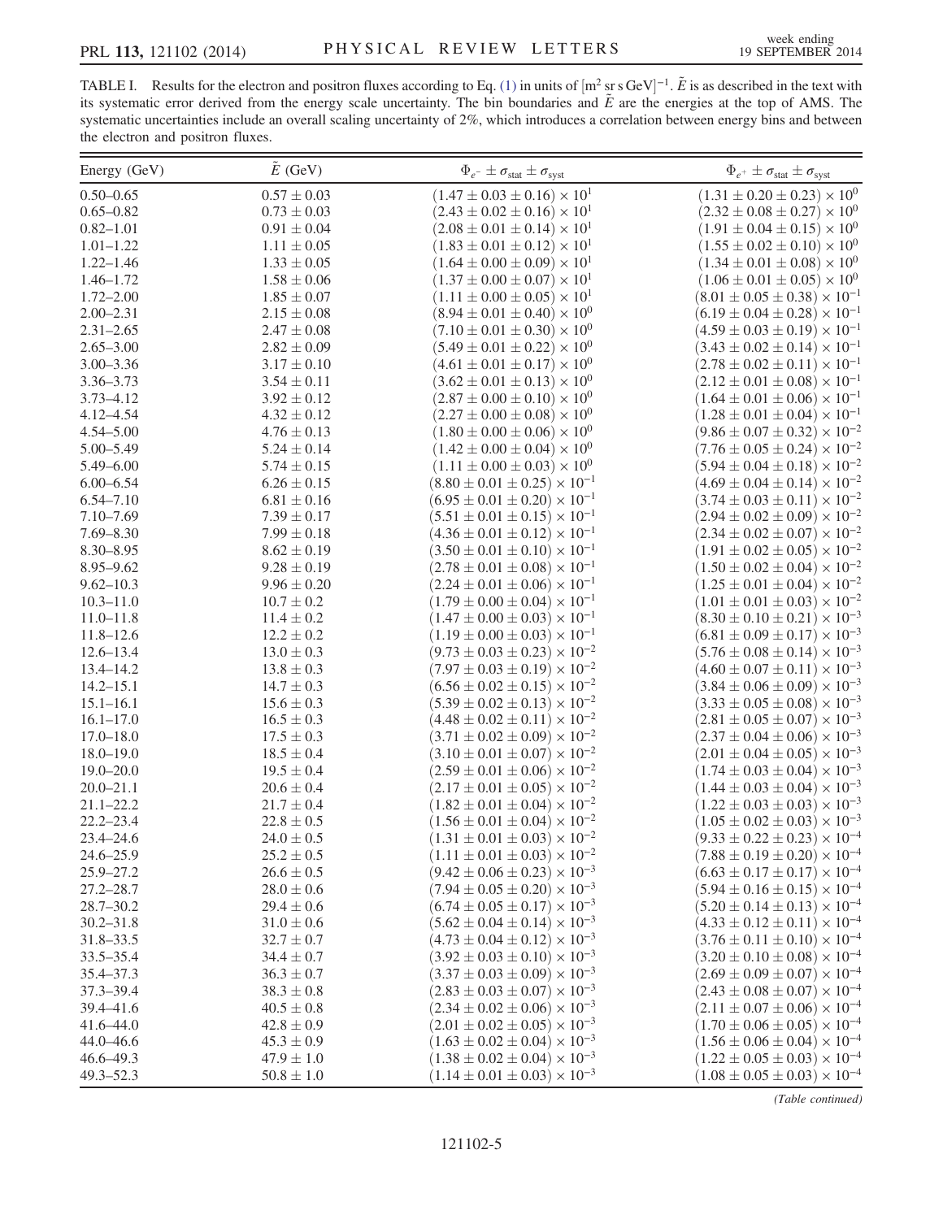TABLE I. Results for the electron and positron fluxes according to Eq. (1) in units of $[\mathrm{m}^2\,\mathrm{sr}\,\mathrm{s}\,\mathrm{GeV}]^{-1}$. $\tilde{E}$ is as described in the text with its systematic error derived from the energy scale uncertainty. The bin boundaries and $\tilde{E}$ are the energies at the top of AMS. The systematic uncertainties include an overall scaling uncertainty of 2%, which introduces a correlation between energy bins and between the electron and positron fluxes.

| Energy (GeV) | $\tilde{E}$ (GeV) | $\Phi_{e^-} \pm \sigma_{\mathrm{stat}} \pm \sigma_{\mathrm{syst}}$ | $\Phi_{e^+} \pm \sigma_{\mathrm{stat}} \pm \sigma_{\mathrm{syst}}$ |
|---|---|---|---|
| 0.50–0.65 | $0.57 \pm 0.03$ | $(1.47 \pm 0.03 \pm 0.16) \times 10^{1}$ | $(1.31 \pm 0.20 \pm 0.23) \times 10^{0}$ |
| 0.65–0.82 | $0.73 \pm 0.03$ | $(2.43 \pm 0.02 \pm 0.16) \times 10^{1}$ | $(2.32 \pm 0.08 \pm 0.27) \times 10^{0}$ |
| 0.82–1.01 | $0.91 \pm 0.04$ | $(2.08 \pm 0.01 \pm 0.14) \times 10^{1}$ | $(1.91 \pm 0.04 \pm 0.15) \times 10^{0}$ |
| 1.01–1.22 | $1.11 \pm 0.05$ | $(1.83 \pm 0.01 \pm 0.12) \times 10^{1}$ | $(1.55 \pm 0.02 \pm 0.10) \times 10^{0}$ |
| 1.22–1.46 | $1.33 \pm 0.05$ | $(1.64 \pm 0.00 \pm 0.09) \times 10^{1}$ | $(1.34 \pm 0.01 \pm 0.08) \times 10^{0}$ |
| 1.46–1.72 | $1.58 \pm 0.06$ | $(1.37 \pm 0.00 \pm 0.07) \times 10^{1}$ | $(1.06 \pm 0.01 \pm 0.05) \times 10^{0}$ |
| 1.72–2.00 | $1.85 \pm 0.07$ | $(1.11 \pm 0.00 \pm 0.05) \times 10^{1}$ | $(8.01 \pm 0.05 \pm 0.38) \times 10^{-1}$ |
| 2.00–2.31 | $2.15 \pm 0.08$ | $(8.94 \pm 0.01 \pm 0.40) \times 10^{0}$ | $(6.19 \pm 0.04 \pm 0.28) \times 10^{-1}$ |
| 2.31–2.65 | $2.47 \pm 0.08$ | $(7.10 \pm 0.01 \pm 0.30) \times 10^{0}$ | $(4.59 \pm 0.03 \pm 0.19) \times 10^{-1}$ |
| 2.65–3.00 | $2.82 \pm 0.09$ | $(5.49 \pm 0.01 \pm 0.22) \times 10^{0}$ | $(3.43 \pm 0.02 \pm 0.14) \times 10^{-1}$ |
| 3.00–3.36 | $3.17 \pm 0.10$ | $(4.61 \pm 0.01 \pm 0.17) \times 10^{0}$ | $(2.78 \pm 0.02 \pm 0.11) \times 10^{-1}$ |
| 3.36–3.73 | $3.54 \pm 0.11$ | $(3.62 \pm 0.01 \pm 0.13) \times 10^{0}$ | $(2.12 \pm 0.01 \pm 0.08) \times 10^{-1}$ |
| 3.73–4.12 | $3.92 \pm 0.12$ | $(2.87 \pm 0.00 \pm 0.10) \times 10^{0}$ | $(1.64 \pm 0.01 \pm 0.06) \times 10^{-1}$ |
| 4.12–4.54 | $4.32 \pm 0.12$ | $(2.27 \pm 0.00 \pm 0.08) \times 10^{0}$ | $(1.28 \pm 0.01 \pm 0.04) \times 10^{-1}$ |
| 4.54–5.00 | $4.76 \pm 0.13$ | $(1.80 \pm 0.00 \pm 0.06) \times 10^{0}$ | $(9.86 \pm 0.07 \pm 0.32) \times 10^{-2}$ |
| 5.00–5.49 | $5.24 \pm 0.14$ | $(1.42 \pm 0.00 \pm 0.04) \times 10^{0}$ | $(7.76 \pm 0.05 \pm 0.24) \times 10^{-2}$ |
| 5.49–6.00 | $5.74 \pm 0.15$ | $(1.11 \pm 0.00 \pm 0.03) \times 10^{0}$ | $(5.94 \pm 0.04 \pm 0.18) \times 10^{-2}$ |
| 6.00–6.54 | $6.26 \pm 0.15$ | $(8.80 \pm 0.01 \pm 0.25) \times 10^{-1}$ | $(4.69 \pm 0.04 \pm 0.14) \times 10^{-2}$ |
| 6.54–7.10 | $6.81 \pm 0.16$ | $(6.95 \pm 0.01 \pm 0.20) \times 10^{-1}$ | $(3.74 \pm 0.03 \pm 0.11) \times 10^{-2}$ |
| 7.10–7.69 | $7.39 \pm 0.17$ | $(5.51 \pm 0.01 \pm 0.15) \times 10^{-1}$ | $(2.94 \pm 0.02 \pm 0.09) \times 10^{-2}$ |
| 7.69–8.30 | $7.99 \pm 0.18$ | $(4.36 \pm 0.01 \pm 0.12) \times 10^{-1}$ | $(2.34 \pm 0.02 \pm 0.07) \times 10^{-2}$ |
| 8.30–8.95 | $8.62 \pm 0.19$ | $(3.50 \pm 0.01 \pm 0.10) \times 10^{-1}$ | $(1.91 \pm 0.02 \pm 0.05) \times 10^{-2}$ |
| 8.95–9.62 | $9.28 \pm 0.19$ | $(2.78 \pm 0.01 \pm 0.08) \times 10^{-1}$ | $(1.50 \pm 0.02 \pm 0.04) \times 10^{-2}$ |
| 9.62–10.3 | $9.96 \pm 0.20$ | $(2.24 \pm 0.01 \pm 0.06) \times 10^{-1}$ | $(1.25 \pm 0.01 \pm 0.04) \times 10^{-2}$ |
| 10.3–11.0 | $10.7 \pm 0.2$ | $(1.79 \pm 0.00 \pm 0.04) \times 10^{-1}$ | $(1.01 \pm 0.01 \pm 0.03) \times 10^{-2}$ |
| 11.0–11.8 | $11.4 \pm 0.2$ | $(1.47 \pm 0.00 \pm 0.03) \times 10^{-1}$ | $(8.30 \pm 0.10 \pm 0.21) \times 10^{-3}$ |
| 11.8–12.6 | $12.2 \pm 0.2$ | $(1.19 \pm 0.00 \pm 0.03) \times 10^{-1}$ | $(6.81 \pm 0.09 \pm 0.17) \times 10^{-3}$ |
| 12.6–13.4 | $13.0 \pm 0.3$ | $(9.73 \pm 0.03 \pm 0.23) \times 10^{-2}$ | $(5.76 \pm 0.08 \pm 0.14) \times 10^{-3}$ |
| 13.4–14.2 | $13.8 \pm 0.3$ | $(7.97 \pm 0.03 \pm 0.19) \times 10^{-2}$ | $(4.60 \pm 0.07 \pm 0.11) \times 10^{-3}$ |
| 14.2–15.1 | $14.7 \pm 0.3$ | $(6.56 \pm 0.02 \pm 0.15) \times 10^{-2}$ | $(3.84 \pm 0.06 \pm 0.09) \times 10^{-3}$ |
| 15.1–16.1 | $15.6 \pm 0.3$ | $(5.39 \pm 0.02 \pm 0.13) \times 10^{-2}$ | $(3.33 \pm 0.05 \pm 0.08) \times 10^{-3}$ |
| 16.1–17.0 | $16.5 \pm 0.3$ | $(4.48 \pm 0.02 \pm 0.11) \times 10^{-2}$ | $(2.81 \pm 0.05 \pm 0.07) \times 10^{-3}$ |
| 17.0–18.0 | $17.5 \pm 0.3$ | $(3.71 \pm 0.02 \pm 0.09) \times 10^{-2}$ | $(2.37 \pm 0.04 \pm 0.06) \times 10^{-3}$ |
| 18.0–19.0 | $18.5 \pm 0.4$ | $(3.10 \pm 0.01 \pm 0.07) \times 10^{-2}$ | $(2.01 \pm 0.04 \pm 0.05) \times 10^{-3}$ |
| 19.0–20.0 | $19.5 \pm 0.4$ | $(2.59 \pm 0.01 \pm 0.06) \times 10^{-2}$ | $(1.74 \pm 0.03 \pm 0.04) \times 10^{-3}$ |
| 20.0–21.1 | $20.6 \pm 0.4$ | $(2.17 \pm 0.01 \pm 0.05) \times 10^{-2}$ | $(1.44 \pm 0.03 \pm 0.04) \times 10^{-3}$ |
| 21.1–22.2 | $21.7 \pm 0.4$ | $(1.82 \pm 0.01 \pm 0.04) \times 10^{-2}$ | $(1.22 \pm 0.03 \pm 0.03) \times 10^{-3}$ |
| 22.2–23.4 | $22.8 \pm 0.5$ | $(1.56 \pm 0.01 \pm 0.04) \times 10^{-2}$ | $(1.05 \pm 0.02 \pm 0.03) \times 10^{-3}$ |
| 23.4–24.6 | $24.0 \pm 0.5$ | $(1.31 \pm 0.01 \pm 0.03) \times 10^{-2}$ | $(9.33 \pm 0.22 \pm 0.23) \times 10^{-4}$ |
| 24.6–25.9 | $25.2 \pm 0.5$ | $(1.11 \pm 0.01 \pm 0.03) \times 10^{-2}$ | $(7.88 \pm 0.19 \pm 0.20) \times 10^{-4}$ |
| 25.9–27.2 | $26.6 \pm 0.5$ | $(9.42 \pm 0.06 \pm 0.23) \times 10^{-3}$ | $(6.63 \pm 0.17 \pm 0.17) \times 10^{-4}$ |
| 27.2–28.7 | $28.0 \pm 0.6$ | $(7.94 \pm 0.05 \pm 0.20) \times 10^{-3}$ | $(5.94 \pm 0.16 \pm 0.15) \times 10^{-4}$ |
| 28.7–30.2 | $29.4 \pm 0.6$ | $(6.74 \pm 0.05 \pm 0.17) \times 10^{-3}$ | $(5.20 \pm 0.14 \pm 0.13) \times 10^{-4}$ |
| 30.2–31.8 | $31.0 \pm 0.6$ | $(5.62 \pm 0.04 \pm 0.14) \times 10^{-3}$ | $(4.33 \pm 0.12 \pm 0.11) \times 10^{-4}$ |
| 31.8–33.5 | $32.7 \pm 0.7$ | $(4.73 \pm 0.04 \pm 0.12) \times 10^{-3}$ | $(3.76 \pm 0.11 \pm 0.10) \times 10^{-4}$ |
| 33.5–35.4 | $34.4 \pm 0.7$ | $(3.92 \pm 0.03 \pm 0.10) \times 10^{-3}$ | $(3.20 \pm 0.10 \pm 0.08) \times 10^{-4}$ |
| 35.4–37.3 | $36.3 \pm 0.7$ | $(3.37 \pm 0.03 \pm 0.09) \times 10^{-3}$ | $(2.69 \pm 0.09 \pm 0.07) \times 10^{-4}$ |
| 37.3–39.4 | $38.3 \pm 0.8$ | $(2.83 \pm 0.03 \pm 0.07) \times 10^{-3}$ | $(2.43 \pm 0.08 \pm 0.07) \times 10^{-4}$ |
| 39.4–41.6 | $40.5 \pm 0.8$ | $(2.34 \pm 0.02 \pm 0.06) \times 10^{-3}$ | $(2.11 \pm 0.07 \pm 0.06) \times 10^{-4}$ |
| 41.6–44.0 | $42.8 \pm 0.9$ | $(2.01 \pm 0.02 \pm 0.05) \times 10^{-3}$ | $(1.70 \pm 0.06 \pm 0.05) \times 10^{-4}$ |
| 44.0–46.6 | $45.3 \pm 0.9$ | $(1.63 \pm 0.02 \pm 0.04) \times 10^{-3}$ | $(1.56 \pm 0.06 \pm 0.04) \times 10^{-4}$ |
| 46.6–49.3 | $47.9 \pm 1.0$ | $(1.38 \pm 0.02 \pm 0.04) \times 10^{-3}$ | $(1.22 \pm 0.05 \pm 0.03) \times 10^{-4}$ |
| 49.3–52.3 | $50.8 \pm 1.0$ | $(1.14 \pm 0.01 \pm 0.03) \times 10^{-3}$ | $(1.08 \pm 0.05 \pm 0.03) \times 10^{-4}$ |

*(Table continued)*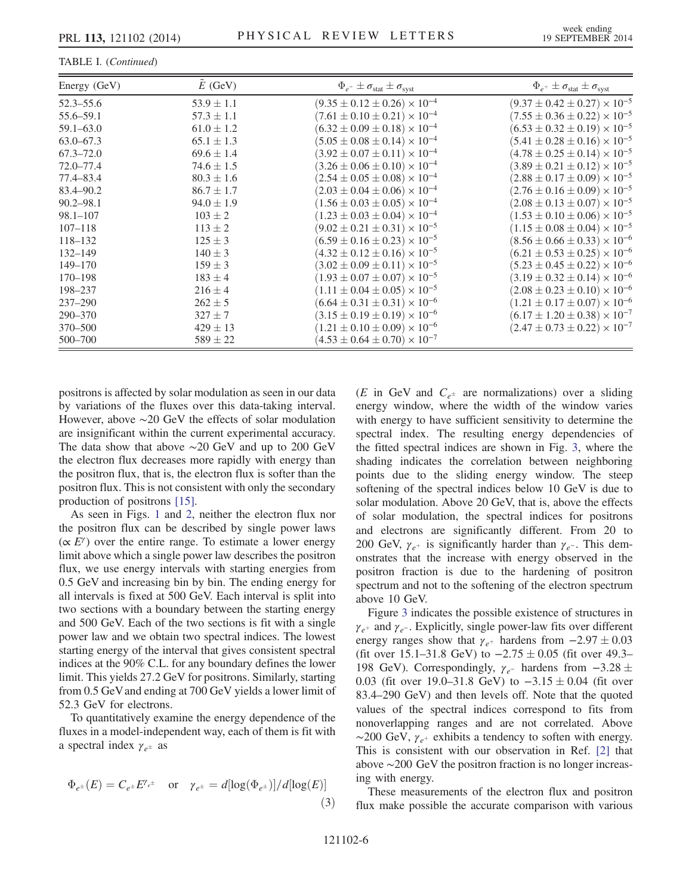TABLE I. (*Continued*)

| Energy (GeV) | $\tilde{E}$ (GeV) | $\Phi_{e^-} \pm \sigma_{\text{stat}} \pm \sigma_{\text{syst}}$ | $\Phi_{e^+} \pm \sigma_{\text{stat}} \pm \sigma_{\text{syst}}$ |
|---|---|---|---|
| 52.3–55.6 | $53.9 \pm 1.1$ | $(9.35 \pm 0.12 \pm 0.26) \times 10^{-4}$ | $(9.37 \pm 0.42 \pm 0.27) \times 10^{-5}$ |
| 55.6–59.1 | $57.3 \pm 1.1$ | $(7.61 \pm 0.10 \pm 0.21) \times 10^{-4}$ | $(7.55 \pm 0.36 \pm 0.22) \times 10^{-5}$ |
| 59.1–63.0 | $61.0 \pm 1.2$ | $(6.32 \pm 0.09 \pm 0.18) \times 10^{-4}$ | $(6.53 \pm 0.32 \pm 0.19) \times 10^{-5}$ |
| 63.0–67.3 | $65.1 \pm 1.3$ | $(5.05 \pm 0.08 \pm 0.14) \times 10^{-4}$ | $(5.41 \pm 0.28 \pm 0.16) \times 10^{-5}$ |
| 67.3–72.0 | $69.6 \pm 1.4$ | $(3.92 \pm 0.07 \pm 0.11) \times 10^{-4}$ | $(4.78 \pm 0.25 \pm 0.14) \times 10^{-5}$ |
| 72.0–77.4 | $74.6 \pm 1.5$ | $(3.26 \pm 0.06 \pm 0.10) \times 10^{-4}$ | $(3.89 \pm 0.21 \pm 0.12) \times 10^{-5}$ |
| 77.4–83.4 | $80.3 \pm 1.6$ | $(2.54 \pm 0.05 \pm 0.08) \times 10^{-4}$ | $(2.88 \pm 0.17 \pm 0.09) \times 10^{-5}$ |
| 83.4–90.2 | $86.7 \pm 1.7$ | $(2.03 \pm 0.04 \pm 0.06) \times 10^{-4}$ | $(2.76 \pm 0.16 \pm 0.09) \times 10^{-5}$ |
| 90.2–98.1 | $94.0 \pm 1.9$ | $(1.56 \pm 0.03 \pm 0.05) \times 10^{-4}$ | $(2.08 \pm 0.13 \pm 0.07) \times 10^{-5}$ |
| 98.1–107 | $103 \pm 2$ | $(1.23 \pm 0.03 \pm 0.04) \times 10^{-4}$ | $(1.53 \pm 0.10 \pm 0.06) \times 10^{-5}$ |
| 107–118 | $113 \pm 2$ | $(9.02 \pm 0.21 \pm 0.31) \times 10^{-5}$ | $(1.15 \pm 0.08 \pm 0.04) \times 10^{-5}$ |
| 118–132 | $125 \pm 3$ | $(6.59 \pm 0.16 \pm 0.23) \times 10^{-5}$ | $(8.56 \pm 0.66 \pm 0.33) \times 10^{-6}$ |
| 132–149 | $140 \pm 3$ | $(4.32 \pm 0.12 \pm 0.16) \times 10^{-5}$ | $(6.21 \pm 0.53 \pm 0.25) \times 10^{-6}$ |
| 149–170 | $159 \pm 3$ | $(3.02 \pm 0.09 \pm 0.11) \times 10^{-5}$ | $(5.23 \pm 0.45 \pm 0.22) \times 10^{-6}$ |
| 170–198 | $183 \pm 4$ | $(1.93 \pm 0.07 \pm 0.07) \times 10^{-5}$ | $(3.19 \pm 0.32 \pm 0.14) \times 10^{-6}$ |
| 198–237 | $216 \pm 4$ | $(1.11 \pm 0.04 \pm 0.05) \times 10^{-5}$ | $(2.08 \pm 0.23 \pm 0.10) \times 10^{-6}$ |
| 237–290 | $262 \pm 5$ | $(6.64 \pm 0.31 \pm 0.31) \times 10^{-6}$ | $(1.21 \pm 0.17 \pm 0.07) \times 10^{-6}$ |
| 290–370 | $327 \pm 7$ | $(3.15 \pm 0.19 \pm 0.19) \times 10^{-6}$ | $(6.17 \pm 1.20 \pm 0.38) \times 10^{-7}$ |
| 370–500 | $429 \pm 13$ | $(1.21 \pm 0.10 \pm 0.09) \times 10^{-6}$ | $(2.47 \pm 0.73 \pm 0.22) \times 10^{-7}$ |
| 500–700 | $589 \pm 22$ | $(4.53 \pm 0.64 \pm 0.70) \times 10^{-7}$ | |

positrons is affected by solar modulation as seen in our data by variations of the fluxes over this data-taking interval. However, above ~20 GeV the effects of solar modulation are insignificant within the current experimental accuracy. The data show that above ~20 GeV and up to 200 GeV the electron flux decreases more rapidly with energy than the positron flux, that is, the electron flux is softer than the positron flux. This is not consistent with only the secondary production of positrons [15].

As seen in Figs. 1 and 2, neither the electron flux nor the positron flux can be described by single power laws ($\propto E^{\gamma}$) over the entire range. To estimate a lower energy limit above which a single power law describes the positron flux, we use energy intervals with starting energies from 0.5 GeV and increasing bin by bin. The ending energy for all intervals is fixed at 500 GeV. Each interval is split into two sections with a boundary between the starting energy and 500 GeV. Each of the two sections is fit with a single power law and we obtain two spectral indices. The lowest starting energy of the interval that gives consistent spectral indices at the 90% C.L. for any boundary defines the lower limit. This yields 27.2 GeV for positrons. Similarly, starting from 0.5 GeV and ending at 700 GeV yields a lower limit of 52.3 GeV for electrons.

To quantitatively examine the energy dependence of the fluxes in a model-independent way, each of them is fit with a spectral index $\gamma_{e^\pm}$ as

$$\Phi_{e^\pm}(E) = C_{e^\pm} E^{\gamma_{e^\pm}} \quad \text{or} \quad \gamma_{e^\pm} = d[\log(\Phi_{e^\pm})]/d[\log(E)] \tag{3}$$

($E$ in GeV and $C_{e^\pm}$ are normalizations) over a sliding energy window, where the width of the window varies with energy to have sufficient sensitivity to determine the spectral index. The resulting energy dependencies of the fitted spectral indices are shown in Fig. 3, where the shading indicates the correlation between neighboring points due to the sliding energy window. The steep softening of the spectral indices below 10 GeV is due to solar modulation. Above 20 GeV, that is, above the effects of solar modulation, the spectral indices for positrons and electrons are significantly different. From 20 to 200 GeV, $\gamma_{e^+}$ is significantly harder than $\gamma_{e^-}$. This demonstrates that the increase with energy observed in the positron fraction is due to the hardening of positron spectrum and not to the softening of the electron spectrum above 10 GeV.

Figure 3 indicates the possible existence of structures in $\gamma_{e^+}$ and $\gamma_{e^-}$. Explicitly, single power-law fits over different energy ranges show that $\gamma_{e^+}$ hardens from $-2.97 \pm 0.03$ (fit over 15.1–31.8 GeV) to $-2.75 \pm 0.05$ (fit over 49.3–198 GeV). Correspondingly, $\gamma_{e^-}$ hardens from $-3.28 \pm 0.03$ (fit over 19.0–31.8 GeV) to $-3.15 \pm 0.04$ (fit over 83.4–290 GeV) and then levels off. Note that the quoted values of the spectral indices correspond to fits from nonoverlapping ranges and are not correlated. Above ~200 GeV, $\gamma_{e^+}$ exhibits a tendency to soften with energy. This is consistent with our observation in Ref. [2] that above ~200 GeV the positron fraction is no longer increasing with energy.

These measurements of the electron flux and positron flux make possible the accurate comparison with various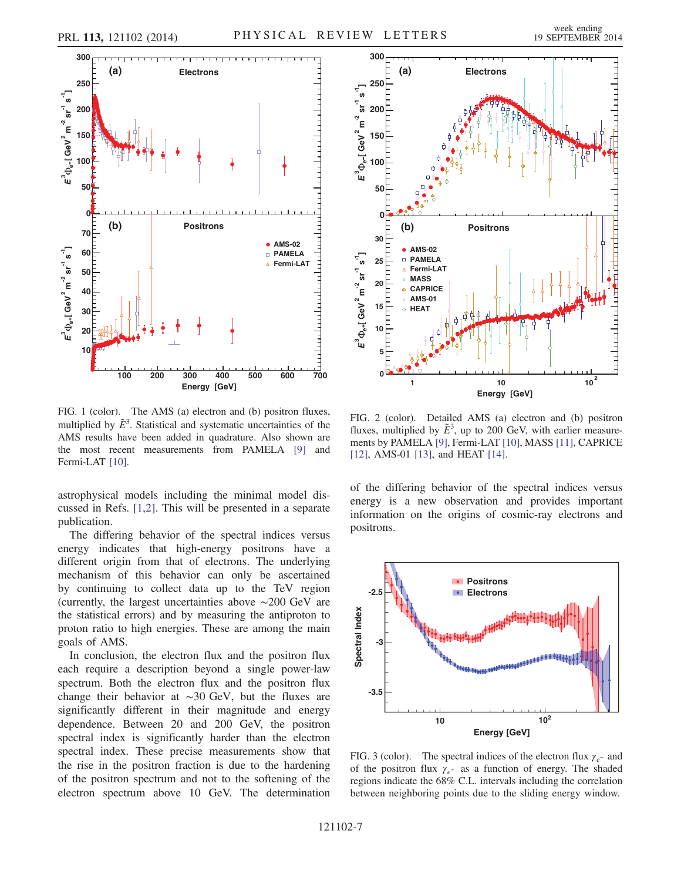FIG. 1 (color). The AMS (a) electron and (b) positron fluxes, multiplied by $\tilde{E}^3$. Statistical and systematic uncertainties of the AMS results have been added in quadrature. Also shown are the most recent measurements from PAMELA [9] and Fermi-LAT [10].

FIG. 2 (color). Detailed AMS (a) electron and (b) positron fluxes, multiplied by $\tilde{E}^3$, up to 200 GeV, with earlier measurements by PAMELA [9], Fermi-LAT [10], MASS [11], CAPRICE [12], AMS-01 [13], and HEAT [14].

astrophysical models including the minimal model discussed in Refs. [1,2]. This will be presented in a separate publication.

The differing behavior of the spectral indices versus energy indicates that high-energy positrons have a different origin from that of electrons. The underlying mechanism of this behavior can only be ascertained by continuing to collect data up to the TeV region (currently, the largest uncertainties above $\sim$200 GeV are the statistical errors) and by measuring the antiproton to proton ratio to high energies. These are among the main goals of AMS.

In conclusion, the electron flux and the positron flux each require a description beyond a single power-law spectrum. Both the electron flux and the positron flux change their behavior at $\sim$30 GeV, but the fluxes are significantly different in their magnitude and energy dependence. Between 20 and 200 GeV, the positron spectral index is significantly harder than the electron spectral index. These precise measurements show that the rise in the positron fraction is due to the hardening of the positron spectrum and not to the softening of the electron spectrum above 10 GeV. The determination of the differing behavior of the spectral indices versus energy is a new observation and provides important information on the origins of cosmic-ray electrons and positrons.

FIG. 3 (color). The spectral indices of the electron flux $\gamma_{e^-}$ and of the positron flux $\gamma_{e^+}$ as a function of energy. The shaded regions indicate the 68% C.L. intervals including the correlation between neighboring points due to the sliding energy window.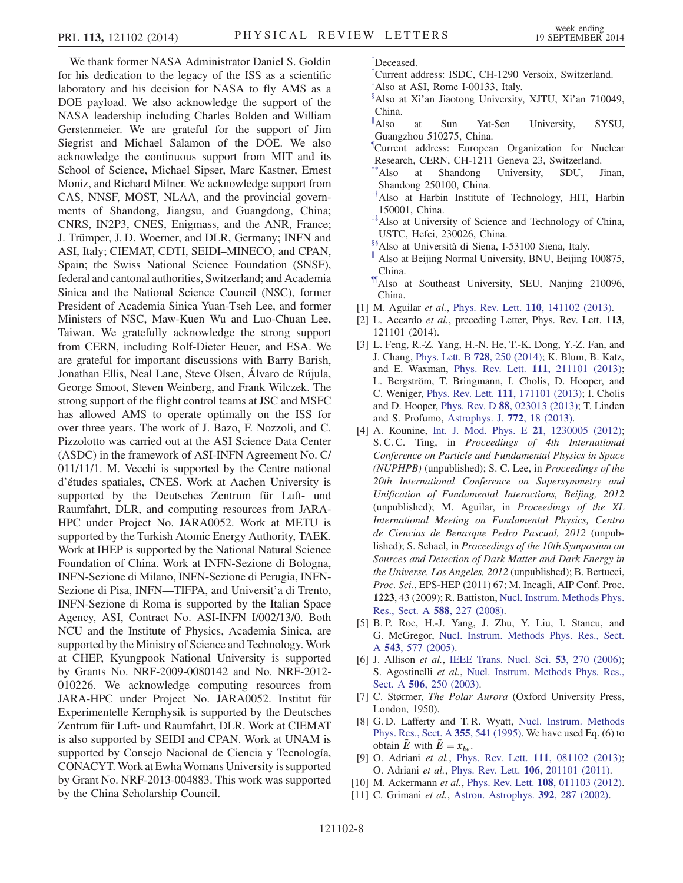We thank former NASA Administrator Daniel S. Goldin for his dedication to the legacy of the ISS as a scientific laboratory and his decision for NASA to fly AMS as a DOE payload. We also acknowledge the support of the NASA leadership including Charles Bolden and William Gerstenmeier. We are grateful for the support of Jim Siegrist and Michael Salamon of the DOE. We also acknowledge the continuous support from MIT and its School of Science, Michael Sipser, Marc Kastner, Ernest Moniz, and Richard Milner. We acknowledge support from CAS, NNSF, MOST, NLAA, and the provincial governments of Shandong, Jiangsu, and Guangdong, China; CNRS, IN2P3, CNES, Enigmass, and the ANR, France; J. Trümper, J. D. Woerner, and DLR, Germany; INFN and ASI, Italy; CIEMAT, CDTI, SEIDI–MINECO, and CPAN, Spain; the Swiss National Science Foundation (SNSF), federal and cantonal authorities, Switzerland; and Academia Sinica and the National Science Council (NSC), former President of Academia Sinica Yuan-Tseh Lee, and former Ministers of NSC, Maw-Kuen Wu and Luo-Chuan Lee, Taiwan. We gratefully acknowledge the strong support from CERN, including Rolf-Dieter Heuer, and ESA. We are grateful for important discussions with Barry Barish, Jonathan Ellis, Neal Lane, Steve Olsen, Álvaro de Rújula, George Smoot, Steven Weinberg, and Frank Wilczek. The strong support of the flight control teams at JSC and MSFC has allowed AMS to operate optimally on the ISS for over three years. The work of J. Bazo, F. Nozzoli, and C. Pizzolotto was carried out at the ASI Science Data Center (ASDC) in the framework of ASI-INFN Agreement No. C/011/11/1. M. Vecchi is supported by the Centre national d'études spatiales, CNES. Work at Aachen University is supported by the Deutsches Zentrum für Luft- und Raumfahrt, DLR, and computing resources from JARA-HPC under Project No. JARA0052. Work at METU is supported by the Turkish Atomic Energy Authority, TAEK. Work at IHEP is supported by the National Natural Science Foundation of China. Work at INFN-Sezione di Bologna, INFN-Sezione di Milano, INFN-Sezione di Perugia, INFN-Sezione di Pisa, INFN—TIFPA, and Universit'a di Trento, INFN-Sezione di Roma is supported by the Italian Space Agency, ASI, Contract No. ASI-INFN I/002/13/0. Both NCU and the Institute of Physics, Academia Sinica, are supported by the Ministry of Science and Technology. Work at CHEP, Kyungpook National University is supported by Grants No. NRF-2009-0080142 and No. NRF-2012-010226. We acknowledge computing resources from JARA-HPC under Project No. JARA0052. Institut für Experimentelle Kernphysik is supported by the Deutsches Zentrum für Luft- und Raumfahrt, DLR. Work at CIEMAT is also supported by SEIDI and CPAN. Work at UNAM is supported by Consejo Nacional de Ciencia y Tecnología, CONACYT. Work at Ewha Womans University is supported by Grant No. NRF-2013-004883. This work was supported by the China Scholarship Council.

[*] Deceased.

[†] Current address: ISDC, CH-1290 Versoix, Switzerland.

[‡] Also at ASI, Rome I-00133, Italy.

[§] Also at Xi'an Jiaotong University, XJTU, Xi'an 710049, China.

[∥] Also at Sun Yat-Sen University, SYSU, Guangzhou 510275, China.

[¶] Current address: European Organization for Nuclear Research, CERN, CH-1211 Geneva 23, Switzerland.

[**] Also at Shandong University, SDU, Jinan, Shandong 250100, China.

[††] Also at Harbin Institute of Technology, HIT, Harbin 150001, China.

[‡‡] Also at University of Science and Technology of China, USTC, Hefei, 230026, China.

[§§] Also at Università di Siena, I-53100 Siena, Italy.

[∥∥] Also at Beijing Normal University, BNU, Beijing 100875, China.

[¶¶] Also at Southeast University, SEU, Nanjing 210096, China.

[1] M. Aguilar *et al.*, Phys. Rev. Lett. **110**, 141102 (2013).

[2] L. Accardo *et al.*, preceding Letter, Phys. Rev. Lett. **113**, 121101 (2014).

[3] L. Feng, R.-Z. Yang, H.-N. He, T.-K. Dong, Y.-Z. Fan, and J. Chang, Phys. Lett. B **728**, 250 (2014); K. Blum, B. Katz, and E. Waxman, Phys. Rev. Lett. **111**, 211101 (2013); L. Bergström, T. Bringmann, I. Cholis, D. Hooper, and C. Weniger, Phys. Rev. Lett. **111**, 171101 (2013); I. Cholis and D. Hooper, Phys. Rev. D **88**, 023013 (2013); T. Linden and S. Profumo, Astrophys. J. **772**, 18 (2013).

[4] A. Kounine, Int. J. Mod. Phys. E **21**, 1230005 (2012); S. C. C. Ting, in *Proceedings of 4th International Conference on Particle and Fundamental Physics in Space (NUPHPB)* (unpublished); S. C. Lee, in *Proceedings of the 20th International Conference on Supersymmetry and Unification of Fundamental Interactions, Beijing, 2012* (unpublished); M. Aguilar, in *Proceedings of the XL International Meeting on Fundamental Physics, Centro de Ciencias de Benasque Pedro Pascual, 2012* (unpublished); S. Schael, in *Proceedings of the 10th Symposium on Sources and Detection of Dark Matter and Dark Energy in the Universe, Los Angeles, 2012* (unpublished); B. Bertucci, *Proc. Sci.*, EPS-HEP (2011) 67; M. Incagli, AIP Conf. Proc. **1223**, 43 (2009); R. Battiston, Nucl. Instrum. Methods Phys. Res., Sect. A **588**, 227 (2008).

[5] B. P. Roe, H.-J. Yang, J. Zhu, Y. Liu, I. Stancu, and G. McGregor, Nucl. Instrum. Methods Phys. Res., Sect. A **543**, 577 (2005).

[6] J. Allison *et al.*, IEEE Trans. Nucl. Sci. **53**, 270 (2006); S. Agostinelli *et al.*, Nucl. Instrum. Methods Phys. Res., Sect. A **506**, 250 (2003).

[7] C. Størmer, *The Polar Aurora* (Oxford University Press, London, 1950).

[8] G. D. Lafferty and T. R. Wyatt, Nucl. Instrum. Methods Phys. Res., Sect. A **355**, 541 (1995). We have used Eq. (6) to obtain $\tilde{E}$ with $\tilde{E} = x_{lw}$.

[9] O. Adriani *et al.*, Phys. Rev. Lett. **111**, 081102 (2013); O. Adriani *et al.*, Phys. Rev. Lett. **106**, 201101 (2011).

[10] M. Ackermann *et al.*, Phys. Rev. Lett. **108**, 011103 (2012).

[11] C. Grimani *et al.*, Astron. Astrophys. **392**, 287 (2002).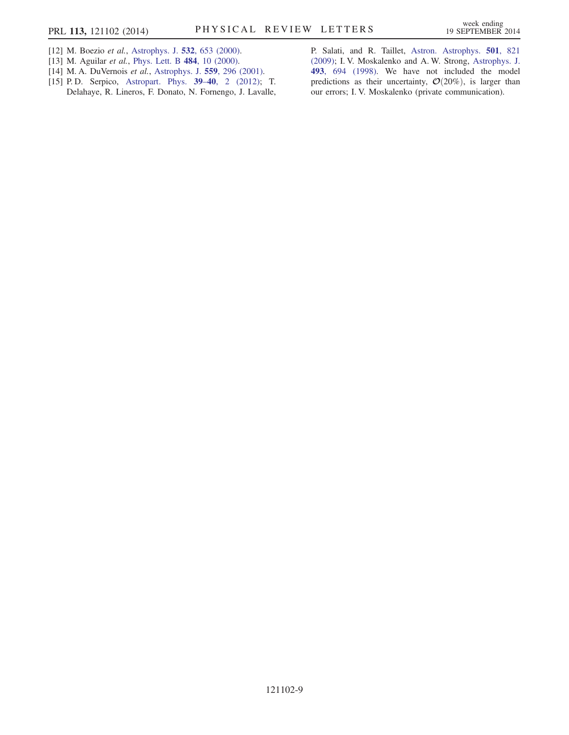[12] M. Boezio *et al.*, Astrophys. J. **532**, 653 (2000).

[13] M. Aguilar *et al.*, Phys. Lett. B **484**, 10 (2000).

[14] M. A. DuVernois *et al.*, Astrophys. J. **559**, 296 (2001).

[15] P. D. Serpico, Astropart. Phys. **39–40**, 2 (2012); T. Delahaye, R. Lineros, F. Donato, N. Fornengo, J. Lavalle, P. Salati, and R. Taillet, Astron. Astrophys. **501**, 821 (2009); I. V. Moskalenko and A. W. Strong, Astrophys. J. **493**, 694 (1998). We have not included the model predictions as their uncertainty, $\mathcal{O}(20\%)$, is larger than our errors; I. V. Moskalenko (private communication).